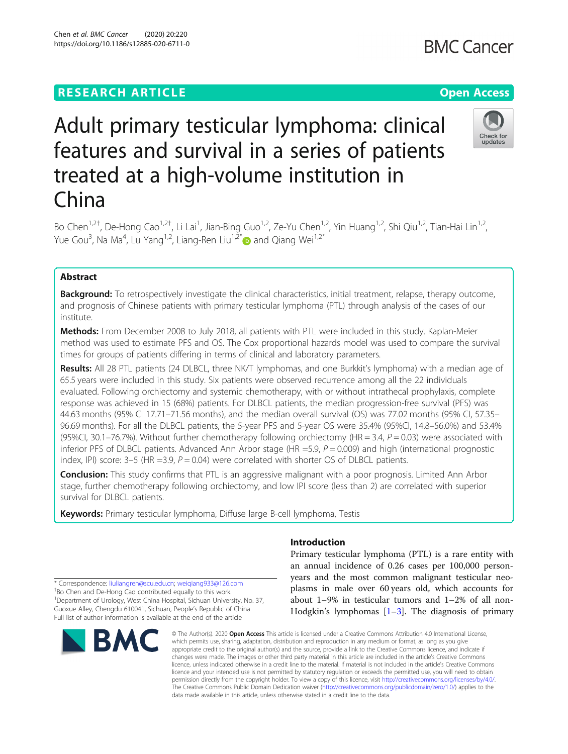RESEARCH ARTICLE

Open Access

# Adult primary testicular lymphoma: clinical features and survival in a series of patients treated at a high-volume institution in China

Bo Chen[1,2†], De-Hong Cao[1,2†], Li Lai[1], Jian-Bing Guo[1,2], Ze-Yu Chen[1,2], Yin Huang[1,2], Shi Qiu[1,2], Tian-Hai Lin[1,2], Yue Gou[3], Na Ma[4], Lu Yang[1,2], Liang-Ren Liu[1,2*] and Qiang Wei[1,2*]

## Abstract

**Background:** To retrospectively investigate the clinical characteristics, initial treatment, relapse, therapy outcome, and prognosis of Chinese patients with primary testicular lymphoma (PTL) through analysis of the cases of our institute.

**Methods:** From December 2008 to July 2018, all patients with PTL were included in this study. Kaplan-Meier method was used to estimate PFS and OS. The Cox proportional hazards model was used to compare the survival times for groups of patients differing in terms of clinical and laboratory parameters.

**Results:** All 28 PTL patients (24 DLBCL, three NK/T lymphomas, and one Burkkit's lymphoma) with a median age of 65.5 years were included in this study. Six patients were observed recurrence among all the 22 individuals evaluated. Following orchiectomy and systemic chemotherapy, with or without intrathecal prophylaxis, complete response was achieved in 15 (68%) patients. For DLBCL patients, the median progression-free survival (PFS) was 44.63 months (95% CI 17.71–71.56 months), and the median overall survival (OS) was 77.02 months (95% CI, 57.35–96.69 months). For all the DLBCL patients, the 5-year PFS and 5-year OS were 35.4% (95%CI, 14.8–56.0%) and 53.4% (95%CI, 30.1–76.7%). Without further chemotherapy following orchiectomy (HR = 3.4, $P = 0.03$) were associated with inferior PFS of DLBCL patients. Advanced Ann Arbor stage (HR =5.9, $P = 0.009$) and high (international prognostic index, IPI) score: 3–5 (HR =3.9, $P = 0.04$) were correlated with shorter OS of DLBCL patients.

**Conclusion:** This study confirms that PTL is an aggressive malignant with a poor prognosis. Limited Ann Arbor stage, further chemotherapy following orchiectomy, and low IPI score (less than 2) are correlated with superior survival for DLBCL patients.

**Keywords:** Primary testicular lymphoma, Diffuse large B-cell lymphoma, Testis

\* Correspondence: liuliangren@scu.edu.cn; weiqiang933@126.com

†Bo Chen and De-Hong Cao contributed equally to this work.

[1]Department of Urology, West China Hospital, Sichuan University, No. 37, Guoxue Alley, Chengdu 610041, Sichuan, People's Republic of China

Full list of author information is available at the end of the article

## Introduction

Primary testicular lymphoma (PTL) is a rare entity with an annual incidence of 0.26 cases per 100,000 person-years and the most common malignant testicular neoplasms in male over 60 years old, which accounts for about 1–9% in testicular tumors and 1–2% of all non-Hodgkin's lymphomas [1–3]. The diagnosis of primary

© The Author(s). 2020 **Open Access** This article is licensed under a Creative Commons Attribution 4.0 International License, which permits use, sharing, adaptation, distribution and reproduction in any medium or format, as long as you give appropriate credit to the original author(s) and the source, provide a link to the Creative Commons licence, and indicate if changes were made. The images or other third party material in this article are included in the article's Creative Commons licence, unless indicated otherwise in a credit line to the material. If material is not included in the article's Creative Commons licence and your intended use is not permitted by statutory regulation or exceeds the permitted use, you will need to obtain permission directly from the copyright holder. To view a copy of this licence, visit http://creativecommons.org/licenses/by/4.0/. The Creative Commons Public Domain Dedication waiver (http://creativecommons.org/publicdomain/zero/1.0/) applies to the data made available in this article, unless otherwise stated in a credit line to the data.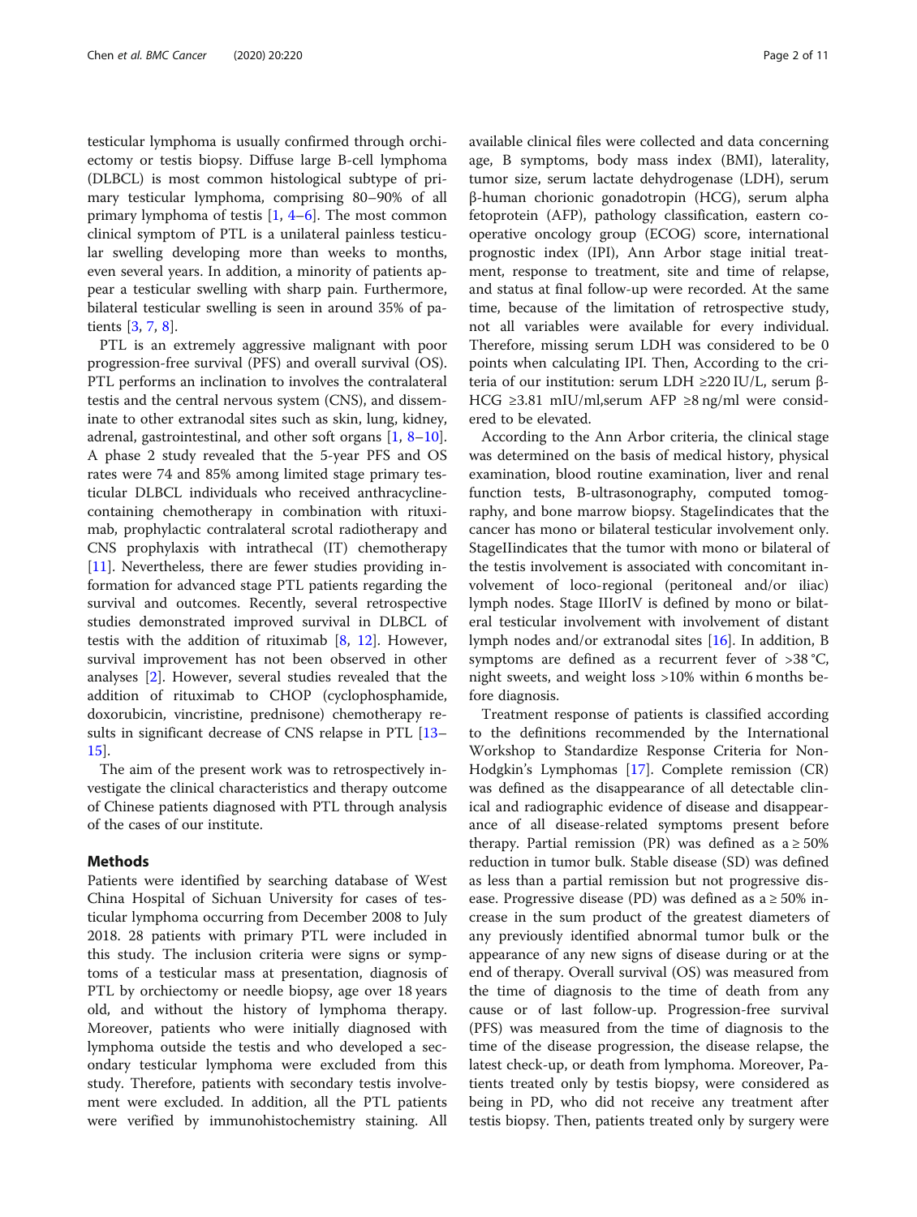testicular lymphoma is usually confirmed through orchiectomy or testis biopsy. Diffuse large B-cell lymphoma (DLBCL) is most common histological subtype of primary testicular lymphoma, comprising 80–90% of all primary lymphoma of testis [1, 4–6]. The most common clinical symptom of PTL is a unilateral painless testicular swelling developing more than weeks to months, even several years. In addition, a minority of patients appear a testicular swelling with sharp pain. Furthermore, bilateral testicular swelling is seen in around 35% of patients [3, 7, 8].

PTL is an extremely aggressive malignant with poor progression-free survival (PFS) and overall survival (OS). PTL performs an inclination to involves the contralateral testis and the central nervous system (CNS), and disseminate to other extranodal sites such as skin, lung, kidney, adrenal, gastrointestinal, and other soft organs [1, 8–10]. A phase 2 study revealed that the 5-year PFS and OS rates were 74 and 85% among limited stage primary testicular DLBCL individuals who received anthracycline-containing chemotherapy in combination with rituximab, prophylactic contralateral scrotal radiotherapy and CNS prophylaxis with intrathecal (IT) chemotherapy [11]. Nevertheless, there are fewer studies providing information for advanced stage PTL patients regarding the survival and outcomes. Recently, several retrospective studies demonstrated improved survival in DLBCL of testis with the addition of rituximab [8, 12]. However, survival improvement has not been observed in other analyses [2]. However, several studies revealed that the addition of rituximab to CHOP (cyclophosphamide, doxorubicin, vincristine, prednisone) chemotherapy results in significant decrease of CNS relapse in PTL [13–15].

The aim of the present work was to retrospectively investigate the clinical characteristics and therapy outcome of Chinese patients diagnosed with PTL through analysis of the cases of our institute.

## Methods

Patients were identified by searching database of West China Hospital of Sichuan University for cases of testicular lymphoma occurring from December 2008 to July 2018. 28 patients with primary PTL were included in this study. The inclusion criteria were signs or symptoms of a testicular mass at presentation, diagnosis of PTL by orchiectomy or needle biopsy, age over 18 years old, and without the history of lymphoma therapy. Moreover, patients who were initially diagnosed with lymphoma outside the testis and who developed a secondary testicular lymphoma were excluded from this study. Therefore, patients with secondary testis involvement were excluded. In addition, all the PTL patients were verified by immunohistochemistry staining. All available clinical files were collected and data concerning age, B symptoms, body mass index (BMI), laterality, tumor size, serum lactate dehydrogenase (LDH), serum β-human chorionic gonadotropin (HCG), serum alpha fetoprotein (AFP), pathology classification, eastern cooperative oncology group (ECOG) score, international prognostic index (IPI), Ann Arbor stage initial treatment, response to treatment, site and time of relapse, and status at final follow-up were recorded. At the same time, because of the limitation of retrospective study, not all variables were available for every individual. Therefore, missing serum LDH was considered to be 0 points when calculating IPI. Then, According to the criteria of our institution: serum LDH ≥220 IU/L, serum β-HCG ≥3.81 mIU/ml,serum AFP ≥8 ng/ml were considered to be elevated.

According to the Ann Arbor criteria, the clinical stage was determined on the basis of medical history, physical examination, blood routine examination, liver and renal function tests, B-ultrasonography, computed tomography, and bone marrow biopsy. StageIindicates that the cancer has mono or bilateral testicular involvement only. StageIIindicates that the tumor with mono or bilateral of the testis involvement is associated with concomitant involvement of loco-regional (peritoneal and/or iliac) lymph nodes. Stage IIIorIV is defined by mono or bilateral testicular involvement with involvement of distant lymph nodes and/or extranodal sites [16]. In addition, B symptoms are defined as a recurrent fever of >38 °C, night sweets, and weight loss >10% within 6 months before diagnosis.

Treatment response of patients is classified according to the definitions recommended by the International Workshop to Standardize Response Criteria for Non-Hodgkin's Lymphomas [17]. Complete remission (CR) was defined as the disappearance of all detectable clinical and radiographic evidence of disease and disappearance of all disease-related symptoms present before therapy. Partial remission (PR) was defined as a ≥ 50% reduction in tumor bulk. Stable disease (SD) was defined as less than a partial remission but not progressive disease. Progressive disease (PD) was defined as a ≥ 50% increase in the sum product of the greatest diameters of any previously identified abnormal tumor bulk or the appearance of any new signs of disease during or at the end of therapy. Overall survival (OS) was measured from the time of diagnosis to the time of death from any cause or of last follow-up. Progression-free survival (PFS) was measured from the time of diagnosis to the time of the disease progression, the disease relapse, the latest check-up, or death from lymphoma. Moreover, Patients treated only by testis biopsy, were considered as being in PD, who did not receive any treatment after testis biopsy. Then, patients treated only by surgery were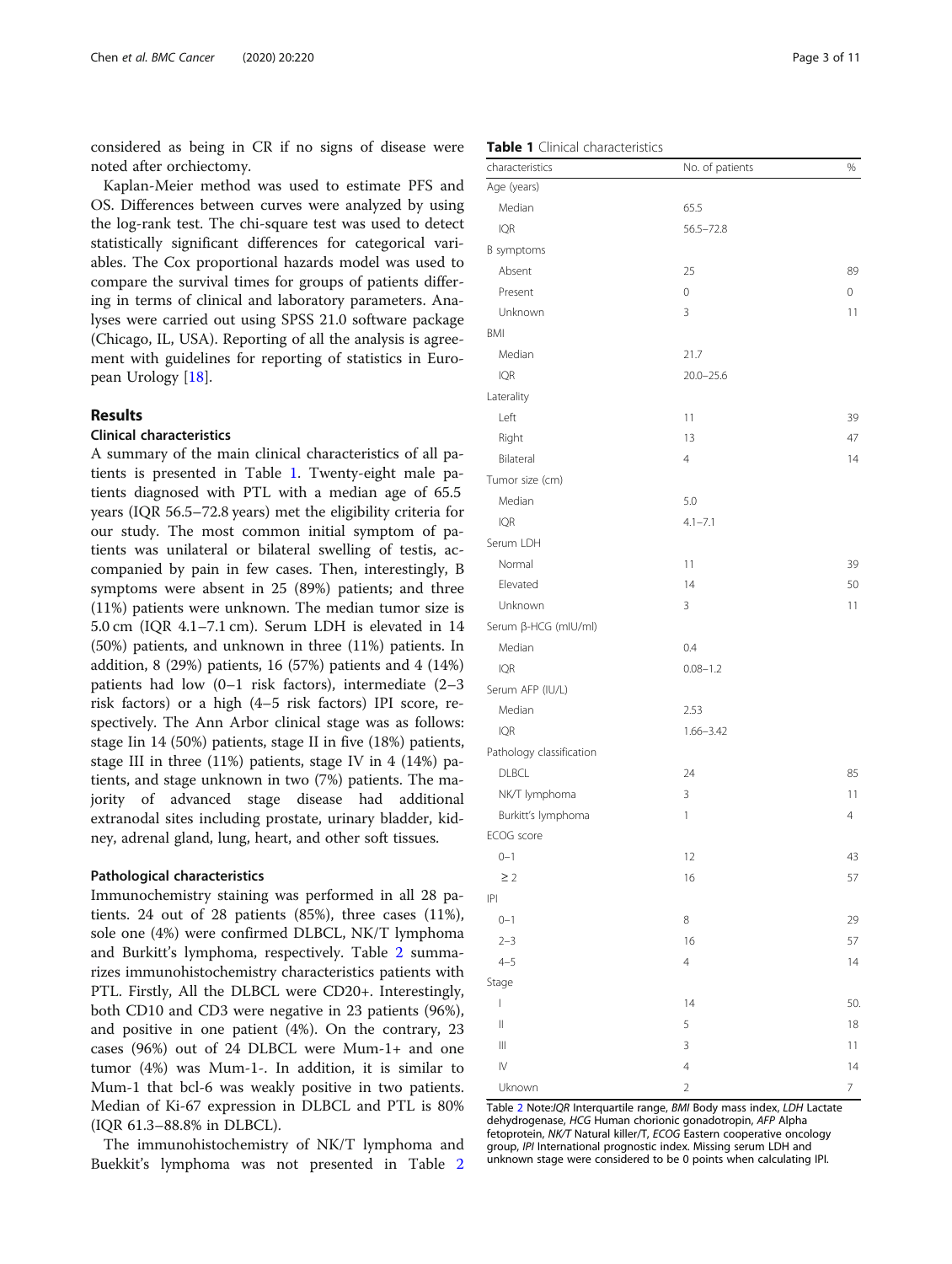considered as being in CR if no signs of disease were noted after orchiectomy.

Kaplan-Meier method was used to estimate PFS and OS. Differences between curves were analyzed by using the log-rank test. The chi-square test was used to detect statistically significant differences for categorical variables. The Cox proportional hazards model was used to compare the survival times for groups of patients differing in terms of clinical and laboratory parameters. Analyses were carried out using SPSS 21.0 software package (Chicago, IL, USA). Reporting of all the analysis is agreement with guidelines for reporting of statistics in European Urology [18].

## Results

### Clinical characteristics

A summary of the main clinical characteristics of all patients is presented in Table 1. Twenty-eight male patients diagnosed with PTL with a median age of 65.5 years (IQR 56.5–72.8 years) met the eligibility criteria for our study. The most common initial symptom of patients was unilateral or bilateral swelling of testis, accompanied by pain in few cases. Then, interestingly, B symptoms were absent in 25 (89%) patients; and three (11%) patients were unknown. The median tumor size is 5.0 cm (IQR 4.1–7.1 cm). Serum LDH is elevated in 14 (50%) patients, and unknown in three (11%) patients. In addition, 8 (29%) patients, 16 (57%) patients and 4 (14%) patients had low (0–1 risk factors), intermediate (2–3 risk factors) or a high (4–5 risk factors) IPI score, respectively. The Ann Arbor clinical stage was as follows: stage Iin 14 (50%) patients, stage II in five (18%) patients, stage III in three (11%) patients, stage IV in 4 (14%) patients, and stage unknown in two (7%) patients. The majority of advanced stage disease had additional extranodal sites including prostate, urinary bladder, kidney, adrenal gland, lung, heart, and other soft tissues.

### Pathological characteristics

Immunochemistry staining was performed in all 28 patients. 24 out of 28 patients (85%), three cases (11%), sole one (4%) were confirmed DLBCL, NK/T lymphoma and Burkitt's lymphoma, respectively. Table 2 summarizes immunohistochemistry characteristics patients with PTL. Firstly, All the DLBCL were CD20+. Interestingly, both CD10 and CD3 were negative in 23 patients (96%), and positive in one patient (4%). On the contrary, 23 cases (96%) out of 24 DLBCL were Mum-1+ and one tumor (4%) was Mum-1-. In addition, it is similar to Mum-1 that bcl-6 was weakly positive in two patients. Median of Ki-67 expression in DLBCL and PTL is 80% (IQR 61.3–88.8% in DLBCL).

The immunohistochemistry of NK/T lymphoma and Buekkit's lymphoma was not presented in Table 2

**Table 1** Clinical characteristics

| characteristics | No. of patients | % |
|---|---|---|
| Age (years) | | |
| Median | 65.5 | |
| IQR | 56.5–72.8 | |
| B symptoms | | |
| Absent | 25 | 89 |
| Present | 0 | 0 |
| Unknown | 3 | 11 |
| BMI | | |
| Median | 21.7 | |
| IQR | 20.0–25.6 | |
| Laterality | | |
| Left | 11 | 39 |
| Right | 13 | 47 |
| Bilateral | 4 | 14 |
| Tumor size (cm) | | |
| Median | 5.0 | |
| IQR | 4.1–7.1 | |
| Serum LDH | | |
| Normal | 11 | 39 |
| Elevated | 14 | 50 |
| Unknown | 3 | 11 |
| Serum β-HCG (mIU/ml) | | |
| Median | 0.4 | |
| IQR | 0.08–1.2 | |
| Serum AFP (IU/L) | | |
| Median | 2.53 | |
| IQR | 1.66–3.42 | |
| Pathology classification | | |
| DLBCL | 24 | 85 |
| NK/T lymphoma | 3 | 11 |
| Burkitt's lymphoma | 1 | 4 |
| ECOG score | | |
| 0–1 | 12 | 43 |
| ≥ 2 | 16 | 57 |
| IPI | | |
| 0–1 | 8 | 29 |
| 2–3 | 16 | 57 |
| 4–5 | 4 | 14 |
| Stage | | |
| I | 14 | 50. |
| II | 5 | 18 |
| III | 3 | 11 |
| IV | 4 | 14 |
| Uknown | 2 | 7 |

Table 2 Note:*IQR* Interquartile range, *BMI* Body mass index, *LDH* Lactate dehydrogenase, *HCG* Human chorionic gonadotropin, *AFP* Alpha fetoprotein, *NK/T* Natural killer/T, *ECOG* Eastern cooperative oncology group, *IPI* International prognostic index. Missing serum LDH and unknown stage were considered to be 0 points when calculating IPI.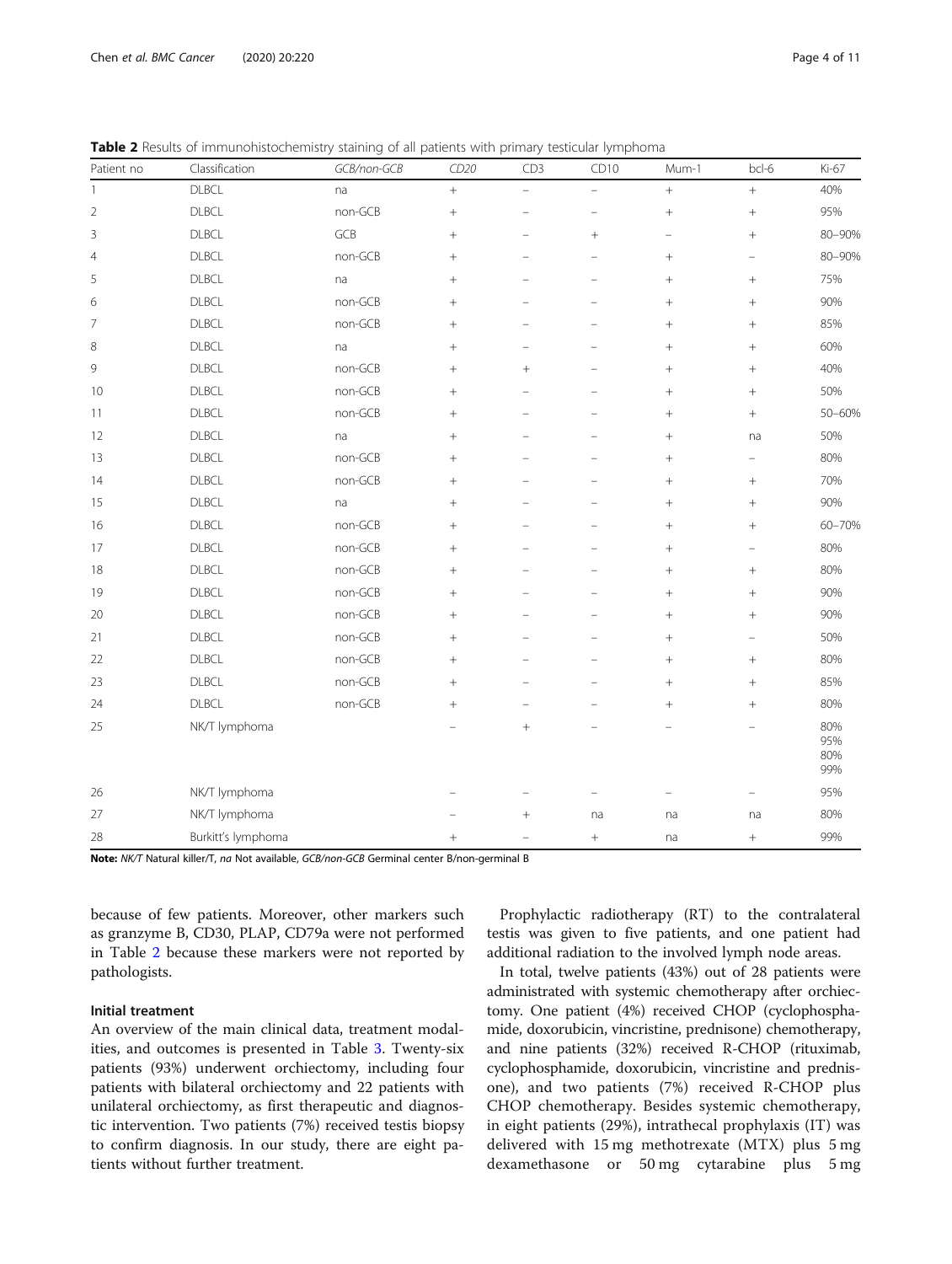**Table 2** Results of immunohistochemistry staining of all patients with primary testicular lymphoma

| Patient no | Classification | GCB/non-GCB | CD20 | CD3 | CD10 | Mum-1 | bcl-6 | Ki-67 |
|---|---|---|---|---|---|---|---|---|
| 1 | DLBCL | na | + | – | – | + | + | 40% |
| 2 | DLBCL | non-GCB | + | – | – | + | + | 95% |
| 3 | DLBCL | GCB | + | – | + | – | + | 80–90% |
| 4 | DLBCL | non-GCB | + | – | – | + | – | 80–90% |
| 5 | DLBCL | na | + | – | – | + | + | 75% |
| 6 | DLBCL | non-GCB | + | – | – | + | + | 90% |
| 7 | DLBCL | non-GCB | + | – | – | + | + | 85% |
| 8 | DLBCL | na | + | – | – | + | + | 60% |
| 9 | DLBCL | non-GCB | + | + | – | + | + | 40% |
| 10 | DLBCL | non-GCB | + | – | – | + | + | 50% |
| 11 | DLBCL | non-GCB | + | – | – | + | + | 50–60% |
| 12 | DLBCL | na | + | – | – | + | na | 50% |
| 13 | DLBCL | non-GCB | + | – | – | + | – | 80% |
| 14 | DLBCL | non-GCB | + | – | – | + | + | 70% |
| 15 | DLBCL | na | + | – | – | + | + | 90% |
| 16 | DLBCL | non-GCB | + | – | – | + | + | 60–70% |
| 17 | DLBCL | non-GCB | + | – | – | + | – | 80% |
| 18 | DLBCL | non-GCB | + | – | – | + | + | 80% |
| 19 | DLBCL | non-GCB | + | – | – | + | + | 90% |
| 20 | DLBCL | non-GCB | + | – | – | + | + | 90% |
| 21 | DLBCL | non-GCB | + | – | – | + | – | 50% |
| 22 | DLBCL | non-GCB | + | – | – | + | + | 80% |
| 23 | DLBCL | non-GCB | + | – | – | + | + | 85% |
| 24 | DLBCL | non-GCB | + | – | – | + | + | 80% |
| 25 | NK/T lymphoma | | – | + | – | – | – | 80% 95% 80% 99% |
| 26 | NK/T lymphoma | | – | – | – | – | – | 95% |
| 27 | NK/T lymphoma | | – | + | na | na | na | 80% |
| 28 | Burkitt's lymphoma | | + | – | + | na | + | 99% |

**Note:** *NK/T* Natural killer/T, *na* Not available, *GCB/non-GCB* Germinal center B/non-germinal B

because of few patients. Moreover, other markers such as granzyme B, CD30, PLAP, CD79a were not performed in Table 2 because these markers were not reported by pathologists.

### Initial treatment

An overview of the main clinical data, treatment modalities, and outcomes is presented in Table 3. Twenty-six patients (93%) underwent orchiectomy, including four patients with bilateral orchiectomy and 22 patients with unilateral orchiectomy, as first therapeutic and diagnostic intervention. Two patients (7%) received testis biopsy to confirm diagnosis. In our study, there are eight patients without further treatment.

Prophylactic radiotherapy (RT) to the contralateral testis was given to five patients, and one patient had additional radiation to the involved lymph node areas.

In total, twelve patients (43%) out of 28 patients were administrated with systemic chemotherapy after orchiectomy. One patient (4%) received CHOP (cyclophosphamide, doxorubicin, vincristine, prednisone) chemotherapy, and nine patients (32%) received R-CHOP (rituximab, cyclophosphamide, doxorubicin, vincristine and prednisone), and two patients (7%) received R-CHOP plus CHOP chemotherapy. Besides systemic chemotherapy, in eight patients (29%), intrathecal prophylaxis (IT) was delivered with 15 mg methotrexate (MTX) plus 5 mg dexamethasone or 50 mg cytarabine plus 5 mg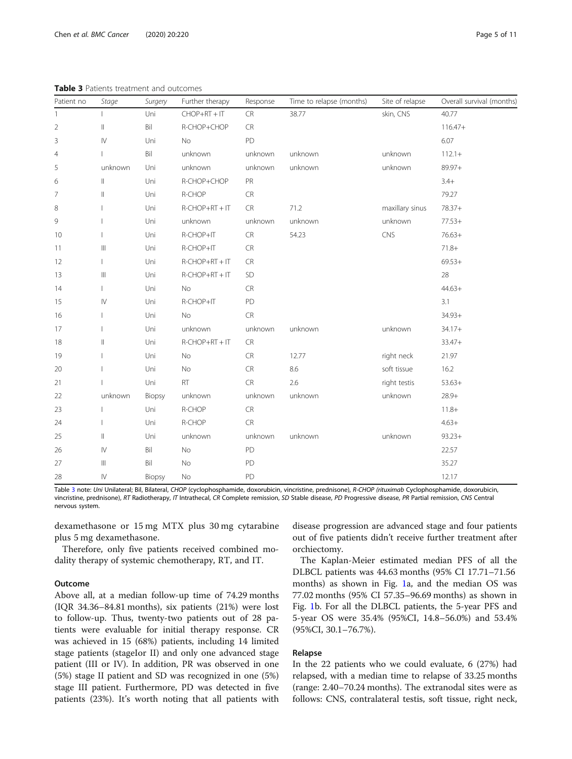**Table 3** Patients treatment and outcomes

| Patient no | Stage | Surgery | Further therapy | Response | Time to relapse (months) | Site of relapse | Overall survival (months) |
|---|---|---|---|---|---|---|---|
| 1 | I | Uni | CHOP+RT + IT | CR | 38.77 | skin, CNS | 40.77 |
| 2 | II | Bil | R-CHOP+CHOP | CR | | | 116.47+ |
| 3 | IV | Uni | No | PD | | | 6.07 |
| 4 | I | Bil | unknown | unknown | unknown | unknown | 112.1+ |
| 5 | unknown | Uni | unknown | unknown | unknown | unknown | 89.97+ |
| 6 | II | Uni | R-CHOP+CHOP | PR | | | 3.4+ |
| 7 | II | Uni | R-CHOP | CR | | | 79.27 |
| 8 | I | Uni | R-CHOP+RT + IT | CR | 71.2 | maxillary sinus | 78.37+ |
| 9 | I | Uni | unknown | unknown | unknown | unknown | 77.53+ |
| 10 | I | Uni | R-CHOP+IT | CR | 54.23 | CNS | 76.63+ |
| 11 | III | Uni | R-CHOP+IT | CR | | | 71.8+ |
| 12 | I | Uni | R-CHOP+RT + IT | CR | | | 69.53+ |
| 13 | III | Uni | R-CHOP+RT + IT | SD | | | 28 |
| 14 | I | Uni | No | CR | | | 44.63+ |
| 15 | IV | Uni | R-CHOP+IT | PD | | | 3.1 |
| 16 | I | Uni | No | CR | | | 34.93+ |
| 17 | I | Uni | unknown | unknown | unknown | unknown | 34.17+ |
| 18 | II | Uni | R-CHOP+RT + IT | CR | | | 33.47+ |
| 19 | I | Uni | No | CR | 12.77 | right neck | 21.97 |
| 20 | I | Uni | No | CR | 8.6 | soft tissue | 16.2 |
| 21 | I | Uni | RT | CR | 2.6 | right testis | 53.63+ |
| 22 | unknown | Biopsy | unknown | unknown | unknown | unknown | 28.9+ |
| 23 | I | Uni | R-CHOP | CR | | | 11.8+ |
| 24 | I | Uni | R-CHOP | CR | | | 4.63+ |
| 25 | II | Uni | unknown | unknown | unknown | unknown | 93.23+ |
| 26 | IV | Bil | No | PD | | | 22.57 |
| 27 | III | Bil | No | PD | | | 35.27 |
| 28 | IV | Biopsy | No | PD | | | 12.17 |

Table 3 note: *Uni* Unilateral; Bil, Bilateral, *CHOP* (cyclophosphamide, doxorubicin, vincristine, prednisone), *R-CHOP (rituximab* Cyclophosphamide, doxorubicin, vincristine, prednisone), *RT* Radiotherapy, *IT* Intrathecal, *CR* Complete remission, *SD* Stable disease, *PD* Progressive disease, *PR* Partial remission, *CNS* Central nervous system.

dexamethasone or 15 mg MTX plus 30 mg cytarabine plus 5 mg dexamethasone.

Therefore, only five patients received combined modality therapy of systemic chemotherapy, RT, and IT.

### Outcome

Above all, at a median follow-up time of 74.29 months (IQR 34.36–84.81 months), six patients (21%) were lost to follow-up. Thus, twenty-two patients out of 28 patients were evaluable for initial therapy response. CR was achieved in 15 (68%) patients, including 14 limited stage patients (stageIor II) and only one advanced stage patient (III or IV). In addition, PR was observed in one (5%) stage II patient and SD was recognized in one (5%) stage III patient. Furthermore, PD was detected in five patients (23%). It's worth noting that all patients with disease progression are advanced stage and four patients out of five patients didn't receive further treatment after orchiectomy.

The Kaplan-Meier estimated median PFS of all the DLBCL patients was 44.63 months (95% CI 17.71–71.56 months) as shown in Fig. 1a, and the median OS was 77.02 months (95% CI 57.35–96.69 months) as shown in Fig. 1b. For all the DLBCL patients, the 5-year PFS and 5-year OS were 35.4% (95%CI, 14.8–56.0%) and 53.4% (95%CI, 30.1–76.7%).

### Relapse

In the 22 patients who we could evaluate, 6 (27%) had relapsed, with a median time to relapse of 33.25 months (range: 2.40–70.24 months). The extranodal sites were as follows: CNS, contralateral testis, soft tissue, right neck,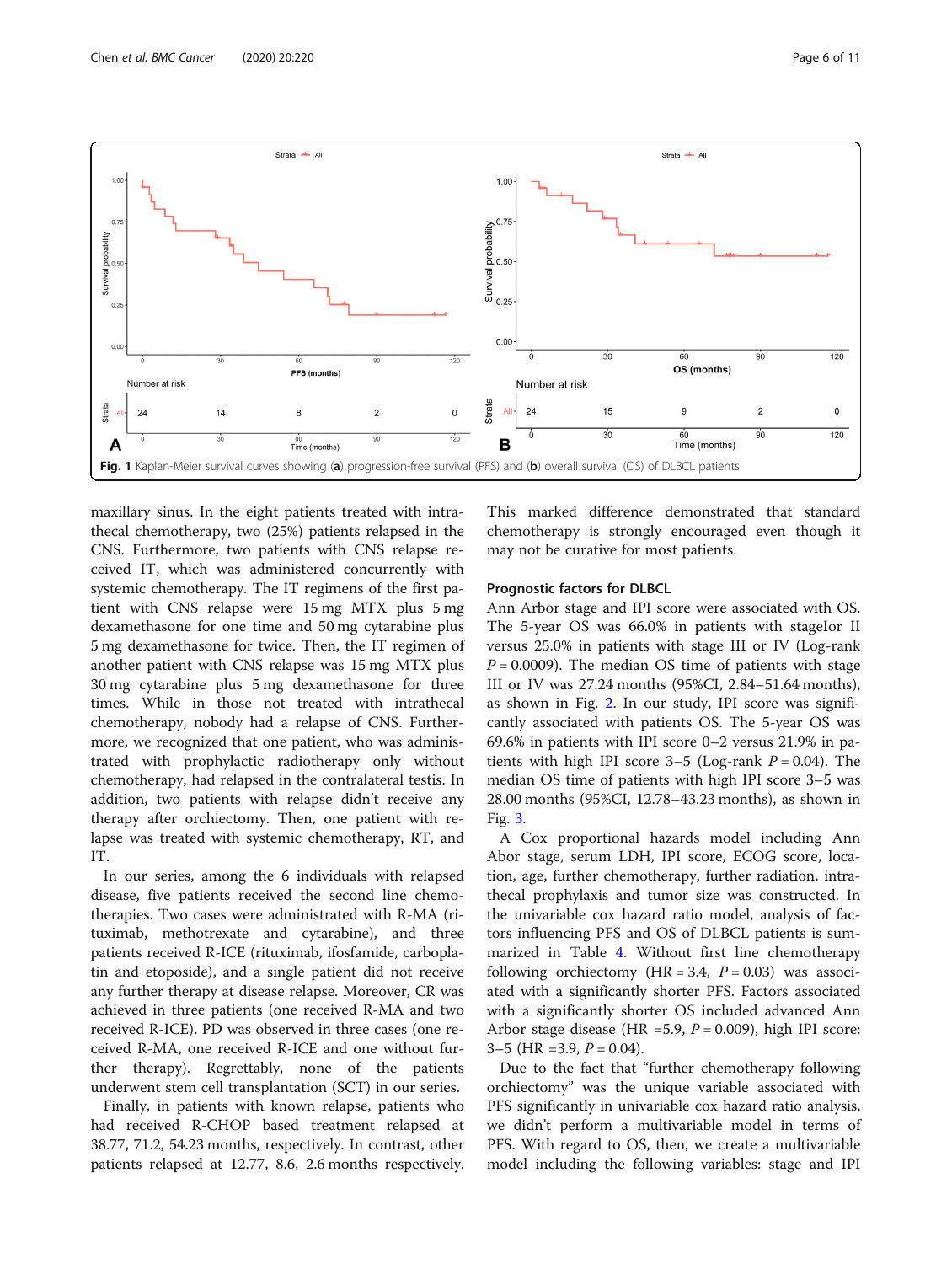Fig. 1 Kaplan-Meier survival curves showing (**a**) progression-free survival (PFS) and (**b**) overall survival (OS) of DLBCL patients

maxillary sinus. In the eight patients treated with intrathecal chemotherapy, two (25%) patients relapsed in the CNS. Furthermore, two patients with CNS relapse received IT, which was administered concurrently with systemic chemotherapy. The IT regimens of the first patient with CNS relapse were 15 mg MTX plus 5 mg dexamethasone for one time and 50 mg cytarabine plus 5 mg dexamethasone for twice. Then, the IT regimen of another patient with CNS relapse was 15 mg MTX plus 30 mg cytarabine plus 5 mg dexamethasone for three times. While in those not treated with intrathecal chemotherapy, nobody had a relapse of CNS. Furthermore, we recognized that one patient, who was administrated with prophylactic radiotherapy only without chemotherapy, had relapsed in the contralateral testis. In addition, two patients with relapse didn't receive any therapy after orchiectomy. Then, one patient with relapse was treated with systemic chemotherapy, RT, and IT.

In our series, among the 6 individuals with relapsed disease, five patients received the second line chemotherapies. Two cases were administrated with R-MA (rituximab, methotrexate and cytarabine), and three patients received R-ICE (rituximab, ifosfamide, carboplatin and etoposide), and a single patient did not receive any further therapy at disease relapse. Moreover, CR was achieved in three patients (one received R-MA and two received R-ICE). PD was observed in three cases (one received R-MA, one received R-ICE and one without further therapy). Regrettably, none of the patients underwent stem cell transplantation (SCT) in our series.

Finally, in patients with known relapse, patients who had received R-CHOP based treatment relapsed at 38.77, 71.2, 54.23 months, respectively. In contrast, other patients relapsed at 12.77, 8.6, 2.6 months respectively. This marked difference demonstrated that standard chemotherapy is strongly encouraged even though it may not be curative for most patients.

### Prognostic factors for DLBCL

Ann Arbor stage and IPI score were associated with OS. The 5-year OS was 66.0% in patients with stageIor II versus 25.0% in patients with stage III or IV (Log-rank $P = 0.0009$). The median OS time of patients with stage III or IV was 27.24 months (95%CI, 2.84–51.64 months), as shown in Fig. 2. In our study, IPI score was significantly associated with patients OS. The 5-year OS was 69.6% in patients with IPI score 0–2 versus 21.9% in patients with high IPI score 3–5 (Log-rank $P = 0.04$). The median OS time of patients with high IPI score 3–5 was 28.00 months (95%CI, 12.78–43.23 months), as shown in Fig. 3.

A Cox proportional hazards model including Ann Abor stage, serum LDH, IPI score, ECOG score, location, age, further chemotherapy, further radiation, intrathecal prophylaxis and tumor size was constructed. In the univariable cox hazard ratio model, analysis of factors influencing PFS and OS of DLBCL patients is summarized in Table 4. Without first line chemotherapy following orchiectomy (HR = 3.4, $P = 0.03$) was associated with a significantly shorter PFS. Factors associated with a significantly shorter OS included advanced Ann Arbor stage disease (HR =5.9, $P = 0.009$), high IPI score: 3–5 (HR =3.9, $P = 0.04$).

Due to the fact that "further chemotherapy following orchiectomy" was the unique variable associated with PFS significantly in univariable cox hazard ratio analysis, we didn't perform a multivariable model in terms of PFS. With regard to OS, then, we create a multivariable model including the following variables: stage and IPI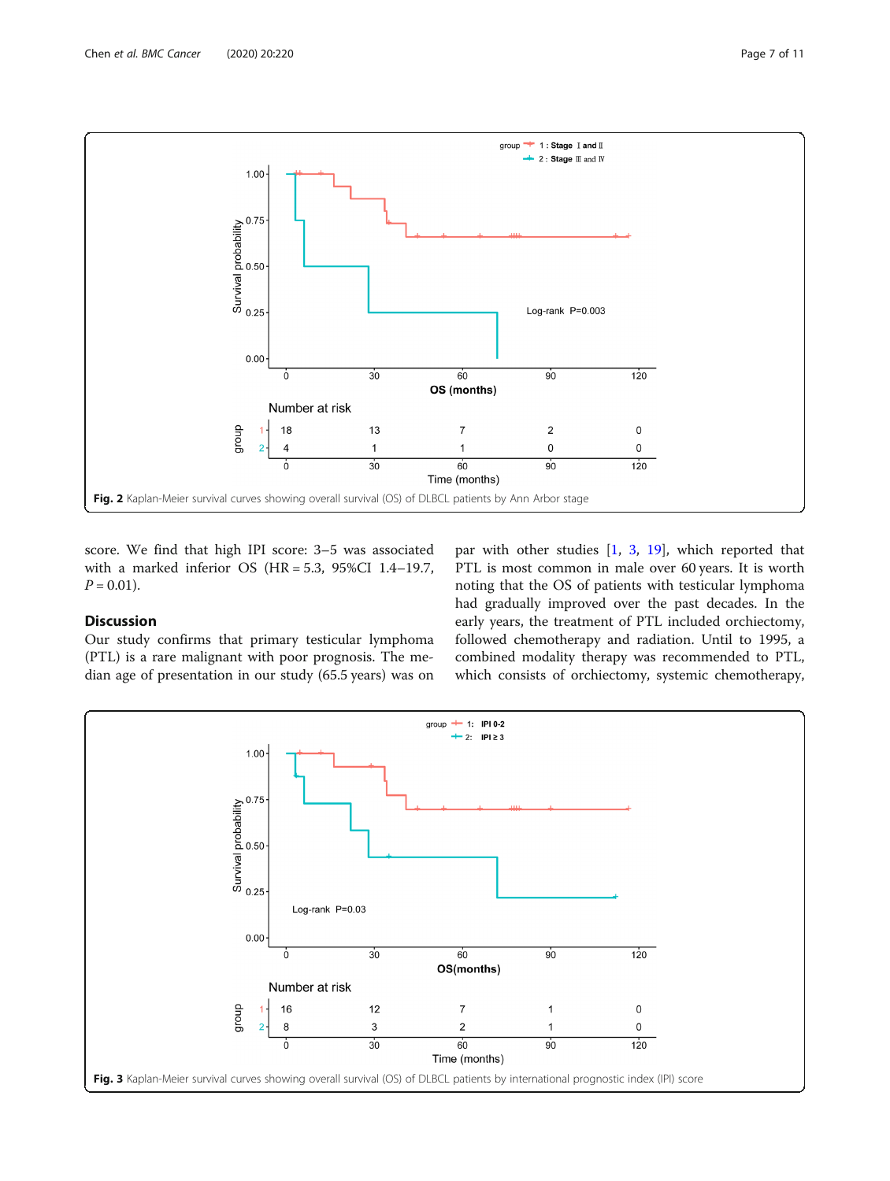Fig. 2 Kaplan-Meier survival curves showing overall survival (OS) of DLBCL patients by Ann Arbor stage

score. We find that high IPI score: 3–5 was associated with a marked inferior OS (HR = 5.3, 95%CI 1.4–19.7, $P = 0.01$).

## Discussion

Our study confirms that primary testicular lymphoma (PTL) is a rare malignant with poor prognosis. The median age of presentation in our study (65.5 years) was on par with other studies [1, 3, 19], which reported that PTL is most common in male over 60 years. It is worth noting that the OS of patients with testicular lymphoma had gradually improved over the past decades. In the early years, the treatment of PTL included orchiectomy, followed chemotherapy and radiation. Until to 1995, a combined modality therapy was recommended to PTL, which consists of orchiectomy, systemic chemotherapy,

Fig. 3 Kaplan-Meier survival curves showing overall survival (OS) of DLBCL patients by international prognostic index (IPI) score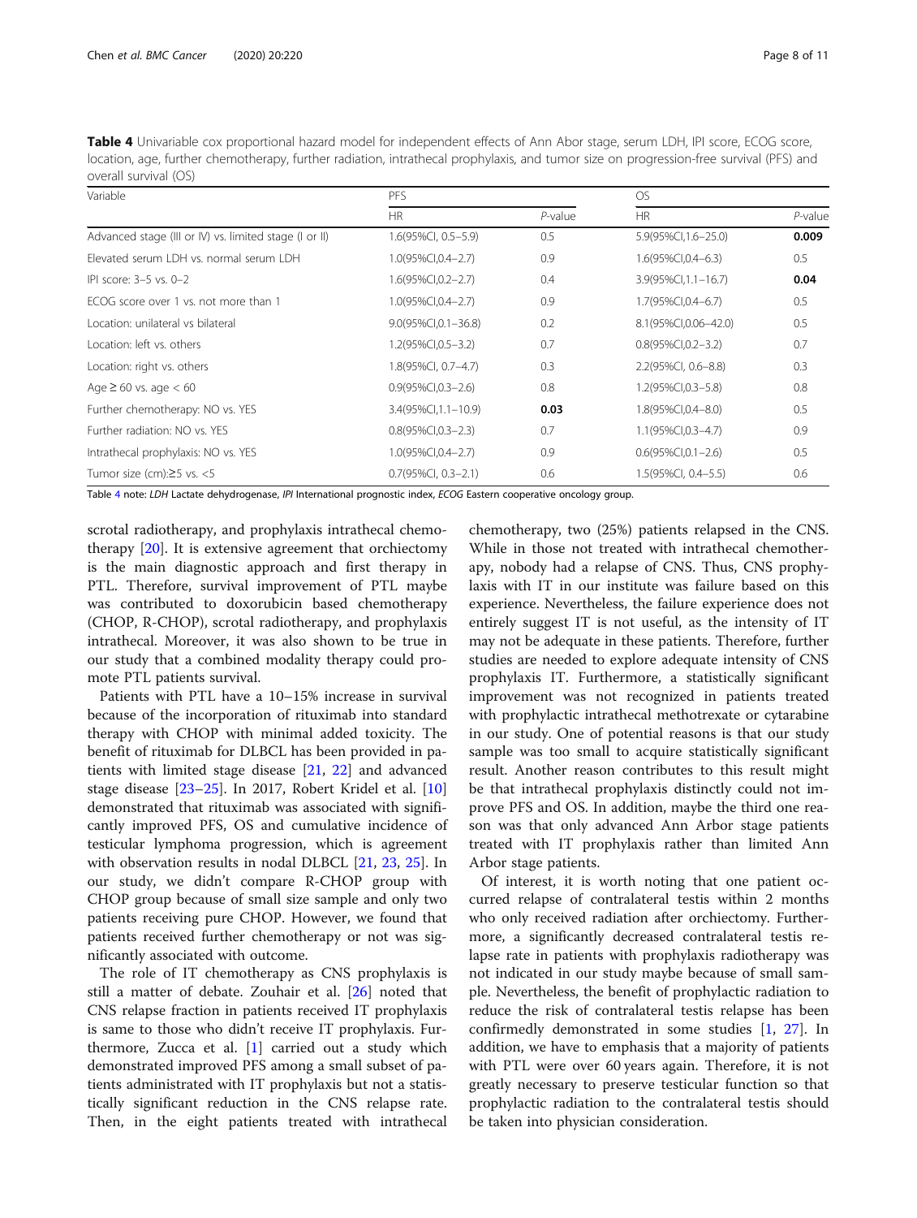**Table 4** Univariable cox proportional hazard model for independent effects of Ann Abor stage, serum LDH, IPI score, ECOG score, location, age, further chemotherapy, further radiation, intrathecal prophylaxis, and tumor size on progression-free survival (PFS) and overall survival (OS)

| Variable | PFS | | OS | |
|---|---|---|---|---|
| | HR | *P*-value | HR | *P*-value |
| Advanced stage (III or IV) vs. limited stage (I or II) | 1.6(95%CI, 0.5–5.9) | 0.5 | 5.9(95%CI,1.6–25.0) | **0.009** |
| Elevated serum LDH vs. normal serum LDH | 1.0(95%CI,0.4–2.7) | 0.9 | 1.6(95%CI,0.4–6.3) | 0.5 |
| IPI score: 3–5 vs. 0–2 | 1.6(95%CI,0.2–2.7) | 0.4 | 3.9(95%CI,1.1–16.7) | **0.04** |
| ECOG score over 1 vs. not more than 1 | 1.0(95%CI,0.4–2.7) | 0.9 | 1.7(95%CI,0.4–6.7) | 0.5 |
| Location: unilateral vs bilateral | 9.0(95%CI,0.1–36.8) | 0.2 | 8.1(95%CI,0.06–42.0) | 0.5 |
| Location: left vs. others | 1.2(95%CI,0.5–3.2) | 0.7 | 0.8(95%CI,0.2–3.2) | 0.7 |
| Location: right vs. others | 1.8(95%CI, 0.7–4.7) | 0.3 | 2.2(95%CI, 0.6–8.8) | 0.3 |
| Age ≥ 60 vs. age < 60 | 0.9(95%CI,0.3–2.6) | 0.8 | 1.2(95%CI,0.3–5.8) | 0.8 |
| Further chemotherapy: NO vs. YES | 3.4(95%CI,1.1–10.9) | **0.03** | 1.8(95%CI,0.4–8.0) | 0.5 |
| Further radiation: NO vs. YES | 0.8(95%CI,0.3–2.3) | 0.7 | 1.1(95%CI,0.3–4.7) | 0.9 |
| Intrathecal prophylaxis: NO vs. YES | 1.0(95%CI,0.4–2.7) | 0.9 | 0.6(95%CI,0.1–2.6) | 0.5 |
| Tumor size (cm):≥5 vs. <5 | 0.7(95%CI, 0.3–2.1) | 0.6 | 1.5(95%CI, 0.4–5.5) | 0.6 |

Table 4 note: *LDH* Lactate dehydrogenase, *IPI* International prognostic index, *ECOG* Eastern cooperative oncology group.

scrotal radiotherapy, and prophylaxis intrathecal chemotherapy [20]. It is extensive agreement that orchiectomy is the main diagnostic approach and first therapy in PTL. Therefore, survival improvement of PTL maybe was contributed to doxorubicin based chemotherapy (CHOP, R-CHOP), scrotal radiotherapy, and prophylaxis intrathecal. Moreover, it was also shown to be true in our study that a combined modality therapy could promote PTL patients survival.

Patients with PTL have a 10–15% increase in survival because of the incorporation of rituximab into standard therapy with CHOP with minimal added toxicity. The benefit of rituximab for DLBCL has been provided in patients with limited stage disease [21, 22] and advanced stage disease [23–25]. In 2017, Robert Kridel et al. [10] demonstrated that rituximab was associated with significantly improved PFS, OS and cumulative incidence of testicular lymphoma progression, which is agreement with observation results in nodal DLBCL [21, 23, 25]. In our study, we didn't compare R-CHOP group with CHOP group because of small size sample and only two patients receiving pure CHOP. However, we found that patients received further chemotherapy or not was significantly associated with outcome.

The role of IT chemotherapy as CNS prophylaxis is still a matter of debate. Zouhair et al. [26] noted that CNS relapse fraction in patients received IT prophylaxis is same to those who didn't receive IT prophylaxis. Furthermore, Zucca et al. [1] carried out a study which demonstrated improved PFS among a small subset of patients administrated with IT prophylaxis but not a statistically significant reduction in the CNS relapse rate. Then, in the eight patients treated with intrathecal chemotherapy, two (25%) patients relapsed in the CNS. While in those not treated with intrathecal chemotherapy, nobody had a relapse of CNS. Thus, CNS prophylaxis with IT in our institute was failure based on this experience. Nevertheless, the failure experience does not entirely suggest IT is not useful, as the intensity of IT may not be adequate in these patients. Therefore, further studies are needed to explore adequate intensity of CNS prophylaxis IT. Furthermore, a statistically significant improvement was not recognized in patients treated with prophylactic intrathecal methotrexate or cytarabine in our study. One of potential reasons is that our study sample was too small to acquire statistically significant result. Another reason contributes to this result might be that intrathecal prophylaxis distinctly could not improve PFS and OS. In addition, maybe the third one reason was that only advanced Ann Arbor stage patients treated with IT prophylaxis rather than limited Ann Arbor stage patients.

Of interest, it is worth noting that one patient occurred relapse of contralateral testis within 2 months who only received radiation after orchiectomy. Furthermore, a significantly decreased contralateral testis relapse rate in patients with prophylaxis radiotherapy was not indicated in our study maybe because of small sample. Nevertheless, the benefit of prophylactic radiation to reduce the risk of contralateral testis relapse has been confirmedly demonstrated in some studies [1, 27]. In addition, we have to emphasis that a majority of patients with PTL were over 60 years again. Therefore, it is not greatly necessary to preserve testicular function so that prophylactic radiation to the contralateral testis should be taken into physician consideration.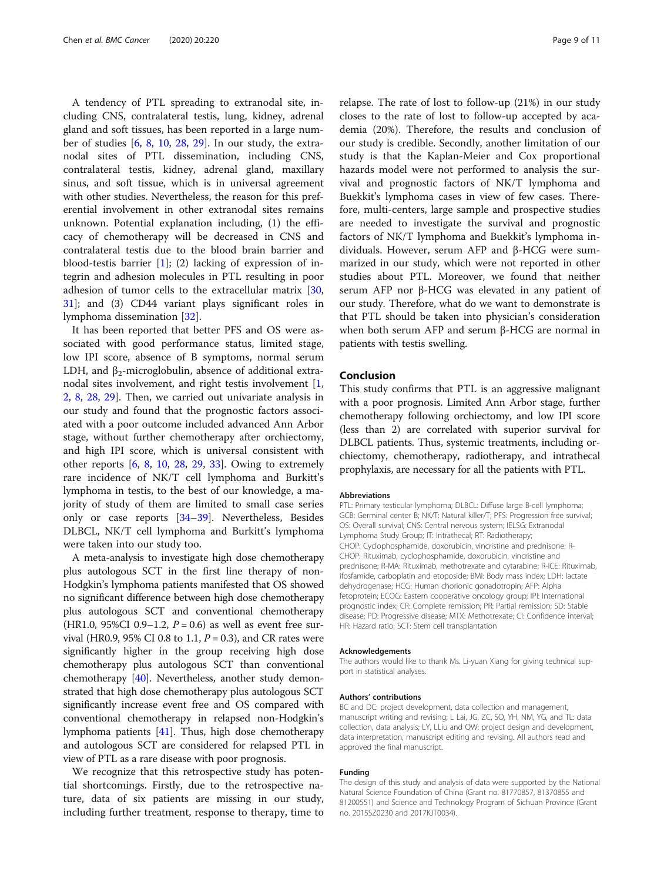A tendency of PTL spreading to extranodal site, including CNS, contralateral testis, lung, kidney, adrenal gland and soft tissues, has been reported in a large number of studies [6, 8, 10, 28, 29]. In our study, the extranodal sites of PTL dissemination, including CNS, contralateral testis, kidney, adrenal gland, maxillary sinus, and soft tissue, which is in universal agreement with other studies. Nevertheless, the reason for this preferential involvement in other extranodal sites remains unknown. Potential explanation including, (1) the efficacy of chemotherapy will be decreased in CNS and contralateral testis due to the blood brain barrier and blood-testis barrier [1]; (2) lacking of expression of integrin and adhesion molecules in PTL resulting in poor adhesion of tumor cells to the extracellular matrix [30, 31]; and (3) CD44 variant plays significant roles in lymphoma dissemination [32].

It has been reported that better PFS and OS were associated with good performance status, limited stage, low IPI score, absence of B symptoms, normal serum LDH, and $\beta_2$-microglobulin, absence of additional extranodal sites involvement, and right testis involvement [1, 2, 8, 28, 29]. Then, we carried out univariate analysis in our study and found that the prognostic factors associated with a poor outcome included advanced Ann Arbor stage, without further chemotherapy after orchiectomy, and high IPI score, which is universal consistent with other reports [6, 8, 10, 28, 29, 33]. Owing to extremely rare incidence of NK/T cell lymphoma and Burkitt's lymphoma in testis, to the best of our knowledge, a majority of study of them are limited to small case series only or case reports [34–39]. Nevertheless, Besides DLBCL, NK/T cell lymphoma and Burkitt's lymphoma were taken into our study too.

A meta-analysis to investigate high dose chemotherapy plus autologous SCT in the first line therapy of non-Hodgkin's lymphoma patients manifested that OS showed no significant difference between high dose chemotherapy plus autologous SCT and conventional chemotherapy (HR1.0, 95%CI 0.9–1.2, $P = 0.6$) as well as event free survival (HR0.9, 95% CI 0.8 to 1.1, $P = 0.3$), and CR rates were significantly higher in the group receiving high dose chemotherapy plus autologous SCT than conventional chemotherapy [40]. Nevertheless, another study demonstrated that high dose chemotherapy plus autologous SCT significantly increase event free and OS compared with conventional chemotherapy in relapsed non-Hodgkin's lymphoma patients [41]. Thus, high dose chemotherapy and autologous SCT are considered for relapsed PTL in view of PTL as a rare disease with poor prognosis.

We recognize that this retrospective study has potential shortcomings. Firstly, due to the retrospective nature, data of six patients are missing in our study, including further treatment, response to therapy, time to relapse. The rate of lost to follow-up (21%) in our study closes to the rate of lost to follow-up accepted by academia (20%). Therefore, the results and conclusion of our study is credible. Secondly, another limitation of our study is that the Kaplan-Meier and Cox proportional hazards model were not performed to analysis the survival and prognostic factors of NK/T lymphoma and Buekkit's lymphoma cases in view of few cases. Therefore, multi-centers, large sample and prospective studies are needed to investigate the survival and prognostic factors of NK/T lymphoma and Buekkit's lymphoma individuals. However, serum AFP and β-HCG were summarized in our study, which were not reported in other studies about PTL. Moreover, we found that neither serum AFP nor β-HCG was elevated in any patient of our study. Therefore, what do we want to demonstrate is that PTL should be taken into physician's consideration when both serum AFP and serum β-HCG are normal in patients with testis swelling.

## Conclusion

This study confirms that PTL is an aggressive malignant with a poor prognosis. Limited Ann Arbor stage, further chemotherapy following orchiectomy, and low IPI score (less than 2) are correlated with superior survival for DLBCL patients. Thus, systemic treatments, including orchiectomy, chemotherapy, radiotherapy, and intrathecal prophylaxis, are necessary for all the patients with PTL.

#### Abbreviations

PTL: Primary testicular lymphoma; DLBCL: Diffuse large B-cell lymphoma; GCB: Germinal center B; NK/T: Natural killer/T; PFS: Progression free survival; OS: Overall survival; CNS: Central nervous system; IELSG: Extranodal Lymphoma Study Group; IT: Intrathecal; RT: Radiotherapy; CHOP: Cyclophosphamide, doxorubicin, vincristine and prednisone; R-CHOP: Rituximab, cyclophosphamide, doxorubicin, vincristine and prednisone; R-MA: Rituximab, methotrexate and cytarabine; R-ICE: Rituximab, ifosfamide, carboplatin and etoposide; BMI: Body mass index; LDH: lactate dehydrogenase; HCG: Human chorionic gonadotropin; AFP: Alpha fetoprotein; ECOG: Eastern cooperative oncology group; IPI: International prognostic index; CR: Complete remission; PR: Partial remission; SD: Stable disease; PD: Progressive disease; MTX: Methotrexate; CI: Confidence interval; HR: Hazard ratio; SCT: Stem cell transplantation

#### Acknowledgements

The authors would like to thank Ms. Li-yuan Xiang for giving technical support in statistical analyses.

#### Authors' contributions

BC and DC: project development, data collection and management, manuscript writing and revising; L Lai, JG, ZC, SQ, YH, NM, YG, and TL: data collection, data analysis; LY, LLiu and QW: project design and development, data interpretation, manuscript editing and revising. All authors read and approved the final manuscript.

#### Funding

The design of this study and analysis of data were supported by the National Natural Science Foundation of China (Grant no. 81770857, 81370855 and 81200551) and Science and Technology Program of Sichuan Province (Grant no. 2015SZ0230 and 2017KJT0034).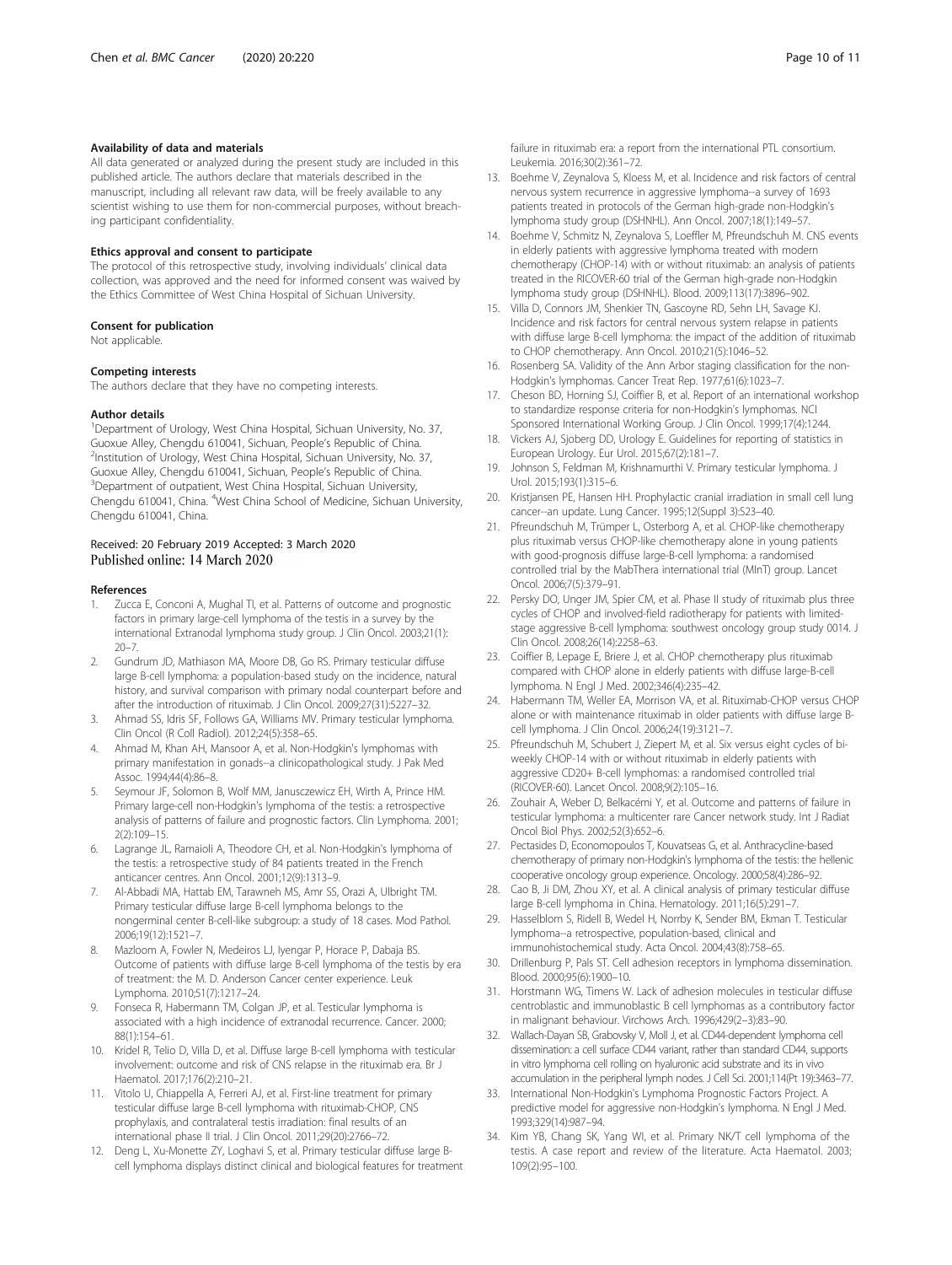#### Availability of data and materials

All data generated or analyzed during the present study are included in this published article. The authors declare that materials described in the manuscript, including all relevant raw data, will be freely available to any scientist wishing to use them for non-commercial purposes, without breaching participant confidentiality.

#### Ethics approval and consent to participate

The protocol of this retrospective study, involving individuals' clinical data collection, was approved and the need for informed consent was waived by the Ethics Committee of West China Hospital of Sichuan University.

#### Consent for publication

Not applicable.

#### Competing interests

The authors declare that they have no competing interests.

#### Author details

[1]Department of Urology, West China Hospital, Sichuan University, No. 37, Guoxue Alley, Chengdu 610041, Sichuan, People's Republic of China. [2]Institution of Urology, West China Hospital, Sichuan University, No. 37, Guoxue Alley, Chengdu 610041, Sichuan, People's Republic of China. [3]Department of outpatient, West China Hospital, Sichuan University, Chengdu 610041, China. [4]West China School of Medicine, Sichuan University, Chengdu 610041, China.

Received: 20 February 2019 Accepted: 3 March 2020
Published online: 14 March 2020

#### References

1. Zucca E, Conconi A, Mughal TI, et al. Patterns of outcome and prognostic factors in primary large-cell lymphoma of the testis in a survey by the international Extranodal lymphoma study group. J Clin Oncol. 2003;21(1): 20–7.
2. Gundrum JD, Mathiason MA, Moore DB, Go RS. Primary testicular diffuse large B-cell lymphoma: a population-based study on the incidence, natural history, and survival comparison with primary nodal counterpart before and after the introduction of rituximab. J Clin Oncol. 2009;27(31):5227–32.
3. Ahmad SS, Idris SF, Follows GA, Williams MV. Primary testicular lymphoma. Clin Oncol (R Coll Radiol). 2012;24(5):358–65.
4. Ahmad M, Khan AH, Mansoor A, et al. Non-Hodgkin's lymphomas with primary manifestation in gonads--a clinicopathological study. J Pak Med Assoc. 1994;44(4):86–8.
5. Seymour JF, Solomon B, Wolf MM, Janusczewicz EH, Wirth A, Prince HM. Primary large-cell non-Hodgkin's lymphoma of the testis: a retrospective analysis of patterns of failure and prognostic factors. Clin Lymphoma. 2001; 2(2):109–15.
6. Lagrange JL, Ramaioli A, Theodore CH, et al. Non-Hodgkin's lymphoma of the testis: a retrospective study of 84 patients treated in the French anticancer centres. Ann Oncol. 2001;12(9):1313–9.
7. Al-Abbadi MA, Hattab EM, Tarawneh MS, Amr SS, Orazi A, Ulbright TM. Primary testicular diffuse large B-cell lymphoma belongs to the nongerminal center B-cell-like subgroup: a study of 18 cases. Mod Pathol. 2006;19(12):1521–7.
8. Mazloom A, Fowler N, Medeiros LJ, Iyengar P, Horace P, Dabaja BS. Outcome of patients with diffuse large B-cell lymphoma of the testis by era of treatment: the M. D. Anderson Cancer center experience. Leuk Lymphoma. 2010;51(7):1217–24.
9. Fonseca R, Habermann TM, Colgan JP, et al. Testicular lymphoma is associated with a high incidence of extranodal recurrence. Cancer. 2000; 88(1):154–61.
10. Kridel R, Telio D, Villa D, et al. Diffuse large B-cell lymphoma with testicular involvement: outcome and risk of CNS relapse in the rituximab era. Br J Haematol. 2017;176(2):210–21.
11. Vitolo U, Chiappella A, Ferreri AJ, et al. First-line treatment for primary testicular diffuse large B-cell lymphoma with rituximab-CHOP, CNS prophylaxis, and contralateral testis irradiation: final results of an international phase II trial. J Clin Oncol. 2011;29(20):2766–72.
12. Deng L, Xu-Monette ZY, Loghavi S, et al. Primary testicular diffuse large B-cell lymphoma displays distinct clinical and biological features for treatment failure in rituximab era: a report from the international PTL consortium. Leukemia. 2016;30(2):361–72.
13. Boehme V, Zeynalova S, Kloess M, et al. Incidence and risk factors of central nervous system recurrence in aggressive lymphoma--a survey of 1693 patients treated in protocols of the German high-grade non-Hodgkin's lymphoma study group (DSHNHL). Ann Oncol. 2007;18(1):149–57.
14. Boehme V, Schmitz N, Zeynalova S, Loeffler M, Pfreundschuh M. CNS events in elderly patients with aggressive lymphoma treated with modern chemotherapy (CHOP-14) with or without rituximab: an analysis of patients treated in the RICOVER-60 trial of the German high-grade non-Hodgkin lymphoma study group (DSHNHL). Blood. 2009;113(17):3896–902.
15. Villa D, Connors JM, Shenkier TN, Gascoyne RD, Sehn LH, Savage KJ. Incidence and risk factors for central nervous system relapse in patients with diffuse large B-cell lymphoma: the impact of the addition of rituximab to CHOP chemotherapy. Ann Oncol. 2010;21(5):1046–52.
16. Rosenberg SA. Validity of the Ann Arbor staging classification for the non-Hodgkin's lymphomas. Cancer Treat Rep. 1977;61(6):1023–7.
17. Cheson BD, Horning SJ, Coiffier B, et al. Report of an international workshop to standardize response criteria for non-Hodgkin's lymphomas. NCI Sponsored International Working Group. J Clin Oncol. 1999;17(4):1244.
18. Vickers AJ, Sjoberg DD, Urology E. Guidelines for reporting of statistics in European Urology. Eur Urol. 2015;67(2):181–7.
19. Johnson S, Feldman M, Krishnamurthi V. Primary testicular lymphoma. J Urol. 2015;193(1):315–6.
20. Kristjansen PE, Hansen HH. Prophylactic cranial irradiation in small cell lung cancer--an update. Lung Cancer. 1995;12(Suppl 3):S23–40.
21. Pfreundschuh M, Trümper L, Osterborg A, et al. CHOP-like chemotherapy plus rituximab versus CHOP-like chemotherapy alone in young patients with good-prognosis diffuse large-B-cell lymphoma: a randomised controlled trial by the MabThera international trial (MInT) group. Lancet Oncol. 2006;7(5):379–91.
22. Persky DO, Unger JM, Spier CM, et al. Phase II study of rituximab plus three cycles of CHOP and involved-field radiotherapy for patients with limited-stage aggressive B-cell lymphoma: southwest oncology group study 0014. J Clin Oncol. 2008;26(14):2258–63.
23. Coiffier B, Lepage E, Briere J, et al. CHOP chemotherapy plus rituximab compared with CHOP alone in elderly patients with diffuse large-B-cell lymphoma. N Engl J Med. 2002;346(4):235–42.
24. Habermann TM, Weller EA, Morrison VA, et al. Rituximab-CHOP versus CHOP alone or with maintenance rituximab in older patients with diffuse large B-cell lymphoma. J Clin Oncol. 2006;24(19):3121–7.
25. Pfreundschuh M, Schubert J, Ziepert M, et al. Six versus eight cycles of bi-weekly CHOP-14 with or without rituximab in elderly patients with aggressive CD20+ B-cell lymphomas: a randomised controlled trial (RICOVER-60). Lancet Oncol. 2008;9(2):105–16.
26. Zouhair A, Weber D, Belkacémi Y, et al. Outcome and patterns of failure in testicular lymphoma: a multicenter rare Cancer network study. Int J Radiat Oncol Biol Phys. 2002;52(3):652–6.
27. Pectasides D, Economopoulos T, Kouvatseas G, et al. Anthracycline-based chemotherapy of primary non-Hodgkin's lymphoma of the testis: the hellenic cooperative oncology group experience. Oncology. 2000;58(4):286–92.
28. Cao B, Ji DM, Zhou XY, et al. A clinical analysis of primary testicular diffuse large B-cell lymphoma in China. Hematology. 2011;16(5):291–7.
29. Hasselblom S, Ridell B, Wedel H, Norrby K, Sender BM, Ekman T. Testicular lymphoma--a retrospective, population-based, clinical and immunohistochemical study. Acta Oncol. 2004;43(8):758–65.
30. Drillenburg P, Pals ST. Cell adhesion receptors in lymphoma dissemination. Blood. 2000;95(6):1900–10.
31. Horstmann WG, Timens W. Lack of adhesion molecules in testicular diffuse centroblastic and immunoblastic B cell lymphomas as a contributory factor in malignant behaviour. Virchows Arch. 1996;429(2–3):83–90.
32. Wallach-Dayan SB, Grabovsky V, Moll J, et al. CD44-dependent lymphoma cell dissemination: a cell surface CD44 variant, rather than standard CD44, supports in vitro lymphoma cell rolling on hyaluronic acid substrate and its in vivo accumulation in the peripheral lymph nodes. J Cell Sci. 2001;114(Pt 19):3463–77.
33. International Non-Hodgkin's Lymphoma Prognostic Factors Project. A predictive model for aggressive non-Hodgkin's lymphoma. N Engl J Med. 1993;329(14):987–94.
34. Kim YB, Chang SK, Yang WI, et al. Primary NK/T cell lymphoma of the testis. A case report and review of the literature. Acta Haematol. 2003; 109(2):95–100.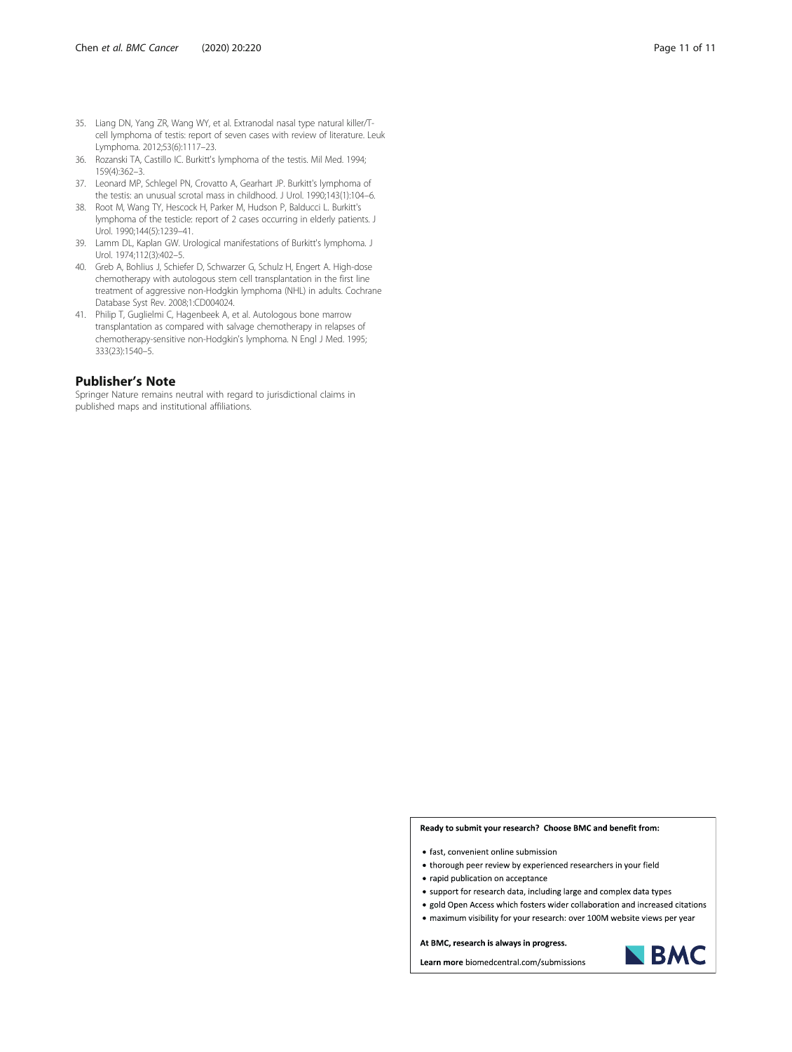35. Liang DN, Yang ZR, Wang WY, et al. Extranodal nasal type natural killer/T-cell lymphoma of testis: report of seven cases with review of literature. Leuk Lymphoma. 2012;53(6):1117–23.
36. Rozanski TA, Castillo IC. Burkitt's lymphoma of the testis. Mil Med. 1994; 159(4):362–3.
37. Leonard MP, Schlegel PN, Crovatto A, Gearhart JP. Burkitt's lymphoma of the testis: an unusual scrotal mass in childhood. J Urol. 1990;143(1):104–6.
38. Root M, Wang TY, Hescock H, Parker M, Hudson P, Balducci L. Burkitt's lymphoma of the testicle: report of 2 cases occurring in elderly patients. J Urol. 1990;144(5):1239–41.
39. Lamm DL, Kaplan GW. Urological manifestations of Burkitt's lymphoma. J Urol. 1974;112(3):402–5.
40. Greb A, Bohlius J, Schiefer D, Schwarzer G, Schulz H, Engert A. High-dose chemotherapy with autologous stem cell transplantation in the first line treatment of aggressive non-Hodgkin lymphoma (NHL) in adults. Cochrane Database Syst Rev. 2008;1:CD004024.
41. Philip T, Guglielmi C, Hagenbeek A, et al. Autologous bone marrow transplantation as compared with salvage chemotherapy in relapses of chemotherapy-sensitive non-Hodgkin's lymphoma. N Engl J Med. 1995; 333(23):1540–5.

## Publisher's Note

Springer Nature remains neutral with regard to jurisdictional claims in published maps and institutional affiliations.

**Ready to submit your research? Choose BMC and benefit from:**

- fast, convenient online submission
- thorough peer review by experienced researchers in your field
- rapid publication on acceptance
- support for research data, including large and complex data types
- gold Open Access which fosters wider collaboration and increased citations
- maximum visibility for your research: over 100M website views per year

**At BMC, research is always in progress.**

**Learn more** biomedcentral.com/submissions